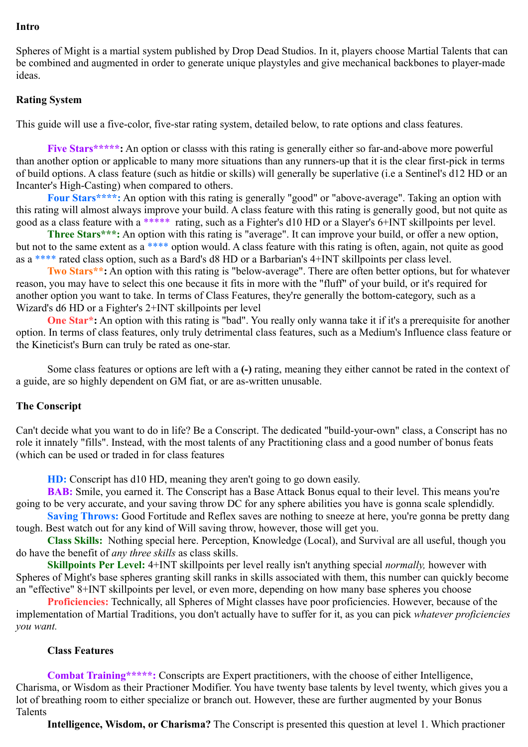**Intro**

Spheres of Might is a martial system published by Drop Dead Studios. In it, players choose Martial Talents that can be combined and augmented in order to generate unique playstyles and give mechanical backbones to player-made ideas.

**Rating System**

This guide will use a five-color, five-star rating system, detailed below, to rate options and class features.

**Five Stars*****:** An option or classs with this rating is generally either so far-and-above more powerful than another option or applicable to many more situations than any runners-up that it is the clear first-pick in terms of build options. A class feature (such as hitdie or skills) will generally be superlative (i.e a Sentinel's d12 HD or an Incanter's High-Casting) when compared to others.

**Four Stars****:** An option with this rating is generally "good" or "above-average". Taking an option with this rating will almost always improve your build. A class feature with this rating is generally good, but not quite as good as a class feature with a ***** rating, such as a Fighter's d10 HD or a Slayer's 6+INT skillpoints per level.

**Three Stars***:** An option with this rating is "average". It can improve your build, or offer a new option, but not to the same extent as a **** option would. A class feature with this rating is often, again, not quite as good as a **** rated class option, such as a Bard's d8 HD or a Barbarian's 4+INT skillpoints per class level.

**Two Stars**:** An option with this rating is "below-average". There are often better options, but for whatever reason, you may have to select this one because it fits in more with the "fluff" of your build, or it's required for another option you want to take. In terms of Class Features, they're generally the bottom-category, such as a Wizard's d6 HD or a Fighter's 2+INT skillpoints per level

**One Star*:** An option with this rating is "bad". You really only wanna take it if it's a prerequisite for another option. In terms of class features, only truly detrimental class features, such as a Medium's Influence class feature or the Kineticist's Burn can truly be rated as one-star.

Some class features or options are left with a **(-)** rating, meaning they either cannot be rated in the context of a guide, are so highly dependent on GM fiat, or are as-written unusable.

**The Conscript**

Can't decide what you want to do in life? Be a Conscript. The dedicated "build-your-own" class, a Conscript has no role it innately "fills". Instead, with the most talents of any Practitioning class and a good number of bonus feats (which can be used or traded in for class features

**HD:** Conscript has d10 HD, meaning they aren't going to go down easily.

**BAB:** Smile, you earned it. The Conscript has a Base Attack Bonus equal to their level. This means you're going to be very accurate, and your saving throw DC for any sphere abilities you have is gonna scale splendidly.

**Saving Throws:** Good Fortitude and Reflex saves are nothing to sneeze at here, you're gonna be pretty dang tough. Best watch out for any kind of Will saving throw, however, those will get you.

**Class Skills:** Nothing special here. Perception, Knowledge (Local), and Survival are all useful, though you do have the benefit of *any three skills* as class skills.

**Skillpoints Per Level:** 4+INT skillpoints per level really isn't anything special *normally,* however with Spheres of Might's base spheres granting skill ranks in skills associated with them, this number can quickly become an "effective" 8+INT skillpoints per level, or even more, depending on how many base spheres you choose

**Proficiencies:** Technically, all Spheres of Might classes have poor proficiencies. However, because of the implementation of Martial Traditions, you don't actually have to suffer for it, as you can pick *whatever proficiencies you want.*

**Class Features**

**Combat Training*****:** Conscripts are Expert practitioners, with the choose of either Intelligence, Charisma, or Wisdom as their Practioner Modifier. You have twenty base talents by level twenty, which gives you a lot of breathing room to either specialize or branch out. However, these are further augmented by your Bonus Talents

**Intelligence, Wisdom, or Charisma?** The Conscript is presented this question at level 1. Which practioner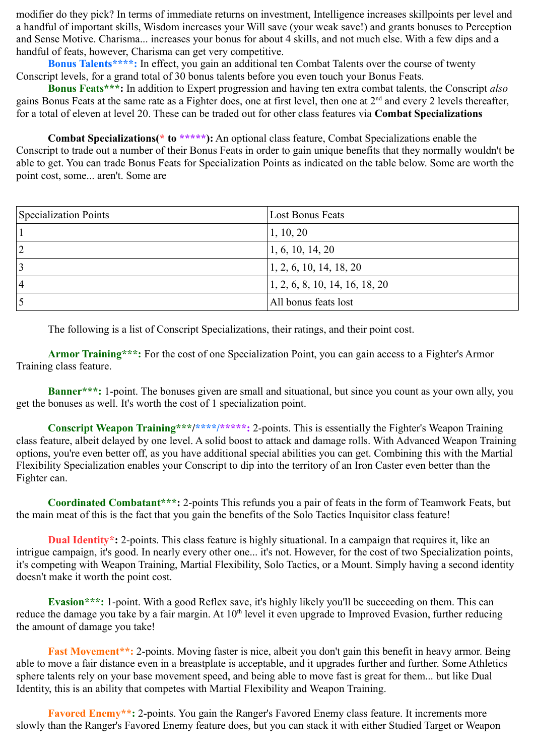modifier do they pick? In terms of immediate returns on investment, Intelligence increases skillpoints per level and a handful of important skills, Wisdom increases your Will save (your weak save!) and grants bonuses to Perception and Sense Motive. Charisma... increases your bonus for about 4 skills, and not much else. With a few dips and a handful of feats, however, Charisma can get very competitive.

**Bonus Talents\*\*\*\*:** In effect, you gain an additional ten Combat Talents over the course of twenty Conscript levels, for a grand total of 30 bonus talents before you even touch your Bonus Feats.

**Bonus Feats\*\*\*:** In addition to Expert progression and having ten extra combat talents, the Conscript *also* gains Bonus Feats at the same rate as a Fighter does, one at first level, then one at 2nd and every 2 levels thereafter, for a total of eleven at level 20. These can be traded out for other class features via **Combat Specializations**

**Combat Specializations(\* to \*\*\*\*\*):** An optional class feature, Combat Specializations enable the Conscript to trade out a number of their Bonus Feats in order to gain unique benefits that they normally wouldn't be able to get. You can trade Bonus Feats for Specialization Points as indicated on the table below. Some are worth the point cost, some... aren't. Some are

| Specialization Points | Lost Bonus Feats |
|---|---|
| 1 | 1, 10, 20 |
| 2 | 1, 6, 10, 14, 20 |
| 3 | 1, 2, 6, 10, 14, 18, 20 |
| 4 | 1, 2, 6, 8, 10, 14, 16, 18, 20 |
| 5 | All bonus feats lost |

The following is a list of Conscript Specializations, their ratings, and their point cost.

**Armor Training\*\*\*:** For the cost of one Specialization Point, you can gain access to a Fighter's Armor Training class feature.

**Banner\*\*\*:** 1-point. The bonuses given are small and situational, but since you count as your own ally, you get the bonuses as well. It's worth the cost of 1 specialization point.

**Conscript Weapon Training\*\*\*/\*\*\*\*/\*\*\*\*\*:** 2-points. This is essentially the Fighter's Weapon Training class feature, albeit delayed by one level. A solid boost to attack and damage rolls. With Advanced Weapon Training options, you're even better off, as you have additional special abilities you can get. Combining this with the Martial Flexibility Specialization enables your Conscript to dip into the territory of an Iron Caster even better than the Fighter can.

**Coordinated Combatant\*\*\*:** 2-points This refunds you a pair of feats in the form of Teamwork Feats, but the main meat of this is the fact that you gain the benefits of the Solo Tactics Inquisitor class feature!

**Dual Identity\*:** 2-points. This class feature is highly situational. In a campaign that requires it, like an intrigue campaign, it's good. In nearly every other one... it's not. However, for the cost of two Specialization points, it's competing with Weapon Training, Martial Flexibility, Solo Tactics, or a Mount. Simply having a second identity doesn't make it worth the point cost.

**Evasion\*\*\*:** 1-point. With a good Reflex save, it's highly likely you'll be succeeding on them. This can reduce the damage you take by a fair margin. At 10th level it even upgrade to Improved Evasion, further reducing the amount of damage you take!

**Fast Movement\*\*:** 2-points. Moving faster is nice, albeit you don't gain this benefit in heavy armor. Being able to move a fair distance even in a breastplate is acceptable, and it upgrades further and further. Some Athletics sphere talents rely on your base movement speed, and being able to move fast is great for them... but like Dual Identity, this is an ability that competes with Martial Flexibility and Weapon Training.

**Favored Enemy\*\*:** 2-points. You gain the Ranger's Favored Enemy class feature. It increments more slowly than the Ranger's Favored Enemy feature does, but you can stack it with either Studied Target or Weapon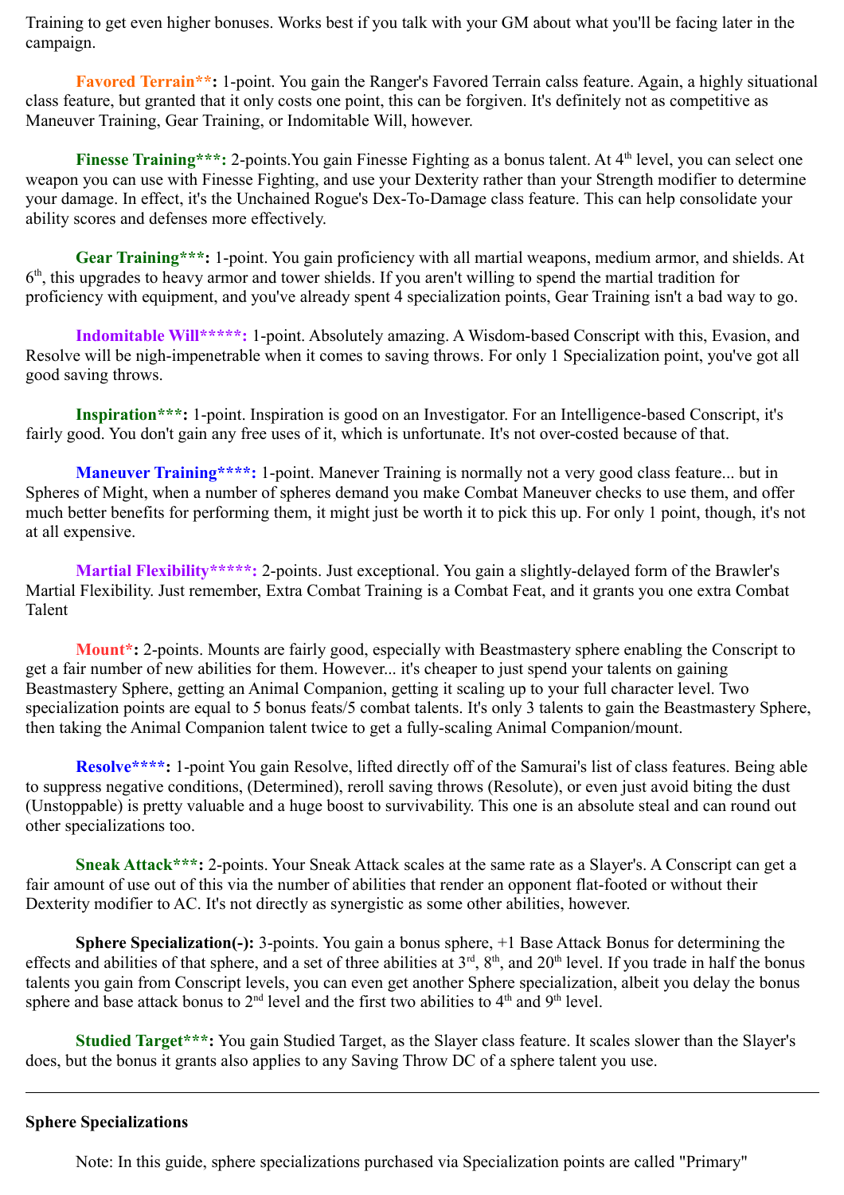Training to get even higher bonuses. Works best if you talk with your GM about what you'll be facing later in the campaign.

**Favored Terrain**:** 1-point. You gain the Ranger's Favored Terrain calss feature. Again, a highly situational class feature, but granted that it only costs one point, this can be forgiven. It's definitely not as competitive as Maneuver Training, Gear Training, or Indomitable Will, however.

**Finesse Training***:** 2-points.You gain Finesse Fighting as a bonus talent. At 4th level, you can select one weapon you can use with Finesse Fighting, and use your Dexterity rather than your Strength modifier to determine your damage. In effect, it's the Unchained Rogue's Dex-To-Damage class feature. This can help consolidate your ability scores and defenses more effectively.

**Gear Training***:** 1-point. You gain proficiency with all martial weapons, medium armor, and shields. At 6th, this upgrades to heavy armor and tower shields. If you aren't willing to spend the martial tradition for proficiency with equipment, and you've already spent 4 specialization points, Gear Training isn't a bad way to go.

**Indomitable Will*****:** 1-point. Absolutely amazing. A Wisdom-based Conscript with this, Evasion, and Resolve will be nigh-impenetrable when it comes to saving throws. For only 1 Specialization point, you've got all good saving throws.

**Inspiration***:** 1-point. Inspiration is good on an Investigator. For an Intelligence-based Conscript, it's fairly good. You don't gain any free uses of it, which is unfortunate. It's not over-costed because of that.

**Maneuver Training****:** 1-point. Manever Training is normally not a very good class feature... but in Spheres of Might, when a number of spheres demand you make Combat Maneuver checks to use them, and offer much better benefits for performing them, it might just be worth it to pick this up. For only 1 point, though, it's not at all expensive.

**Martial Flexibility*****:** 2-points. Just exceptional. You gain a slightly-delayed form of the Brawler's Martial Flexibility. Just remember, Extra Combat Training is a Combat Feat, and it grants you one extra Combat Talent

**Mount*:** 2-points. Mounts are fairly good, especially with Beastmastery sphere enabling the Conscript to get a fair number of new abilities for them. However... it's cheaper to just spend your talents on gaining Beastmastery Sphere, getting an Animal Companion, getting it scaling up to your full character level. Two specialization points are equal to 5 bonus feats/5 combat talents. It's only 3 talents to gain the Beastmastery Sphere, then taking the Animal Companion talent twice to get a fully-scaling Animal Companion/mount.

**Resolve****:** 1-point You gain Resolve, lifted directly off of the Samurai's list of class features. Being able to suppress negative conditions, (Determined), reroll saving throws (Resolute), or even just avoid biting the dust (Unstoppable) is pretty valuable and a huge boost to survivability. This one is an absolute steal and can round out other specializations too.

**Sneak Attack***:** 2-points. Your Sneak Attack scales at the same rate as a Slayer's. A Conscript can get a fair amount of use out of this via the number of abilities that render an opponent flat-footed or without their Dexterity modifier to AC. It's not directly as synergistic as some other abilities, however.

**Sphere Specialization(-):** 3-points. You gain a bonus sphere, +1 Base Attack Bonus for determining the effects and abilities of that sphere, and a set of three abilities at 3rd, 8th, and 20th level. If you trade in half the bonus talents you gain from Conscript levels, you can even get another Sphere specialization, albeit you delay the bonus sphere and base attack bonus to 2nd level and the first two abilities to 4th and 9th level.

**Studied Target***:** You gain Studied Target, as the Slayer class feature. It scales slower than the Slayer's does, but the bonus it grants also applies to any Saving Throw DC of a sphere talent you use.

---

**Sphere Specializations**

Note: In this guide, sphere specializations purchased via Specialization points are called "Primary"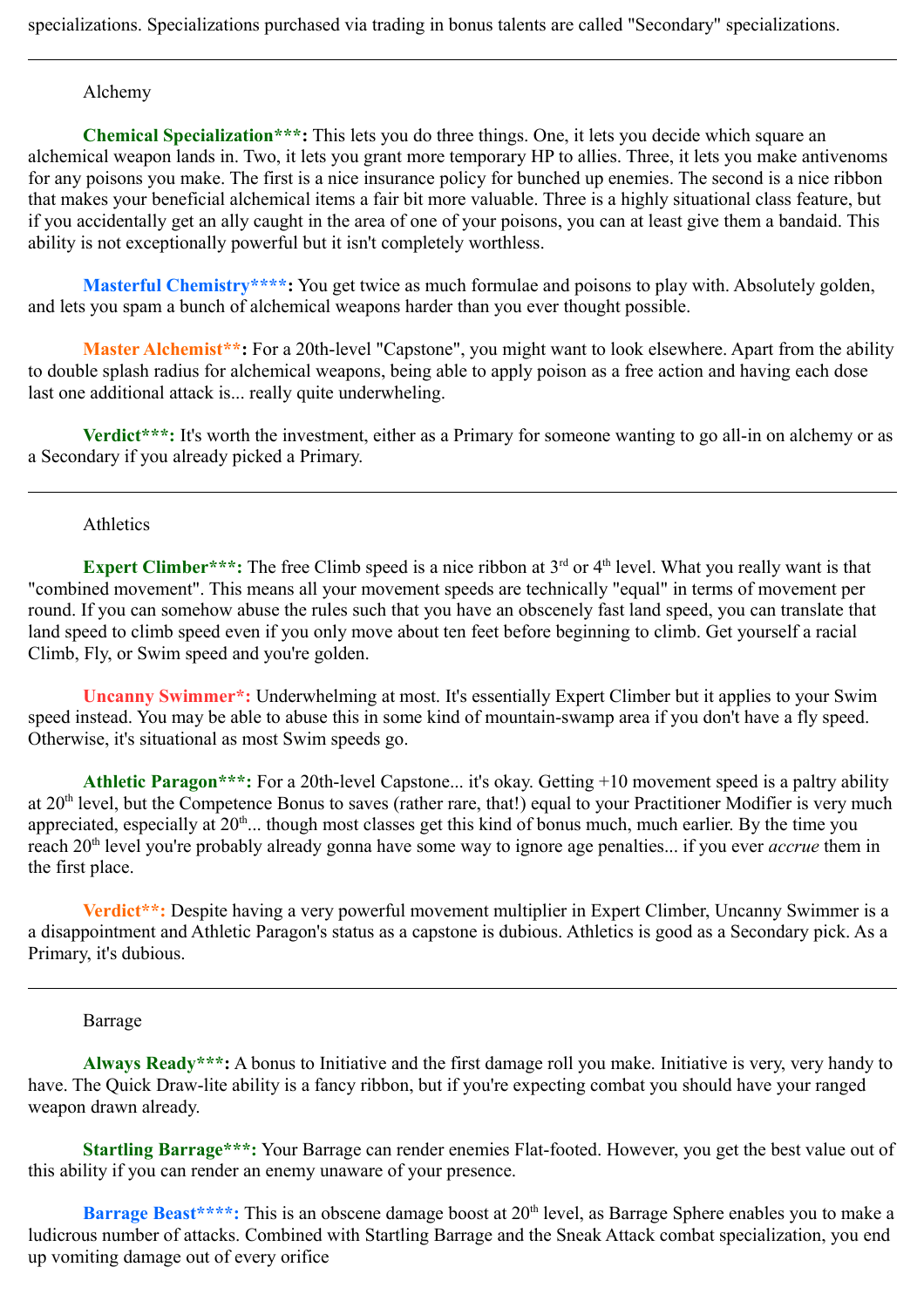specializations. Specializations purchased via trading in bonus talents are called "Secondary" specializations.

---

### Alchemy

**Chemical Specialization\*\*\*:** This lets you do three things. One, it lets you decide which square an alchemical weapon lands in. Two, it lets you grant more temporary HP to allies. Three, it lets you make antivenoms for any poisons you make. The first is a nice insurance policy for bunched up enemies. The second is a nice ribbon that makes your beneficial alchemical items a fair bit more valuable. Three is a highly situational class feature, but if you accidentally get an ally caught in the area of one of your poisons, you can at least give them a bandaid. This ability is not exceptionally powerful but it isn't completely worthless.

**Masterful Chemistry\*\*\*\*:** You get twice as much formulae and poisons to play with. Absolutely golden, and lets you spam a bunch of alchemical weapons harder than you ever thought possible.

**Master Alchemist\*\*:** For a 20th-level "Capstone", you might want to look elsewhere. Apart from the ability to double splash radius for alchemical weapons, being able to apply poison as a free action and having each dose last one additional attack is... really quite underwheling.

**Verdict\*\*\*:** It's worth the investment, either as a Primary for someone wanting to go all-in on alchemy or as a Secondary if you already picked a Primary.

---

### Athletics

**Expert Climber\*\*\*:** The free Climb speed is a nice ribbon at 3rd or 4th level. What you really want is that "combined movement". This means all your movement speeds are technically "equal" in terms of movement per round. If you can somehow abuse the rules such that you have an obscenely fast land speed, you can translate that land speed to climb speed even if you only move about ten feet before beginning to climb. Get yourself a racial Climb, Fly, or Swim speed and you're golden.

**Uncanny Swimmer\*:** Underwhelming at most. It's essentially Expert Climber but it applies to your Swim speed instead. You may be able to abuse this in some kind of mountain-swamp area if you don't have a fly speed. Otherwise, it's situational as most Swim speeds go.

**Athletic Paragon\*\*\*:** For a 20th-level Capstone... it's okay. Getting +10 movement speed is a paltry ability at 20th level, but the Competence Bonus to saves (rather rare, that!) equal to your Practitioner Modifier is very much appreciated, especially at 20th... though most classes get this kind of bonus much, much earlier. By the time you reach 20th level you're probably already gonna have some way to ignore age penalties... if you ever *accrue* them in the first place.

**Verdict\*\*:** Despite having a very powerful movement multiplier in Expert Climber, Uncanny Swimmer is a a disappointment and Athletic Paragon's status as a capstone is dubious. Athletics is good as a Secondary pick. As a Primary, it's dubious.

---

### Barrage

**Always Ready\*\*\*:** A bonus to Initiative and the first damage roll you make. Initiative is very, very handy to have. The Quick Draw-lite ability is a fancy ribbon, but if you're expecting combat you should have your ranged weapon drawn already.

**Startling Barrage\*\*\*:** Your Barrage can render enemies Flat-footed. However, you get the best value out of this ability if you can render an enemy unaware of your presence.

**Barrage Beast\*\*\*\*:** This is an obscene damage boost at 20th level, as Barrage Sphere enables you to make a ludicrous number of attacks. Combined with Startling Barrage and the Sneak Attack combat specialization, you end up vomiting damage out of every orifice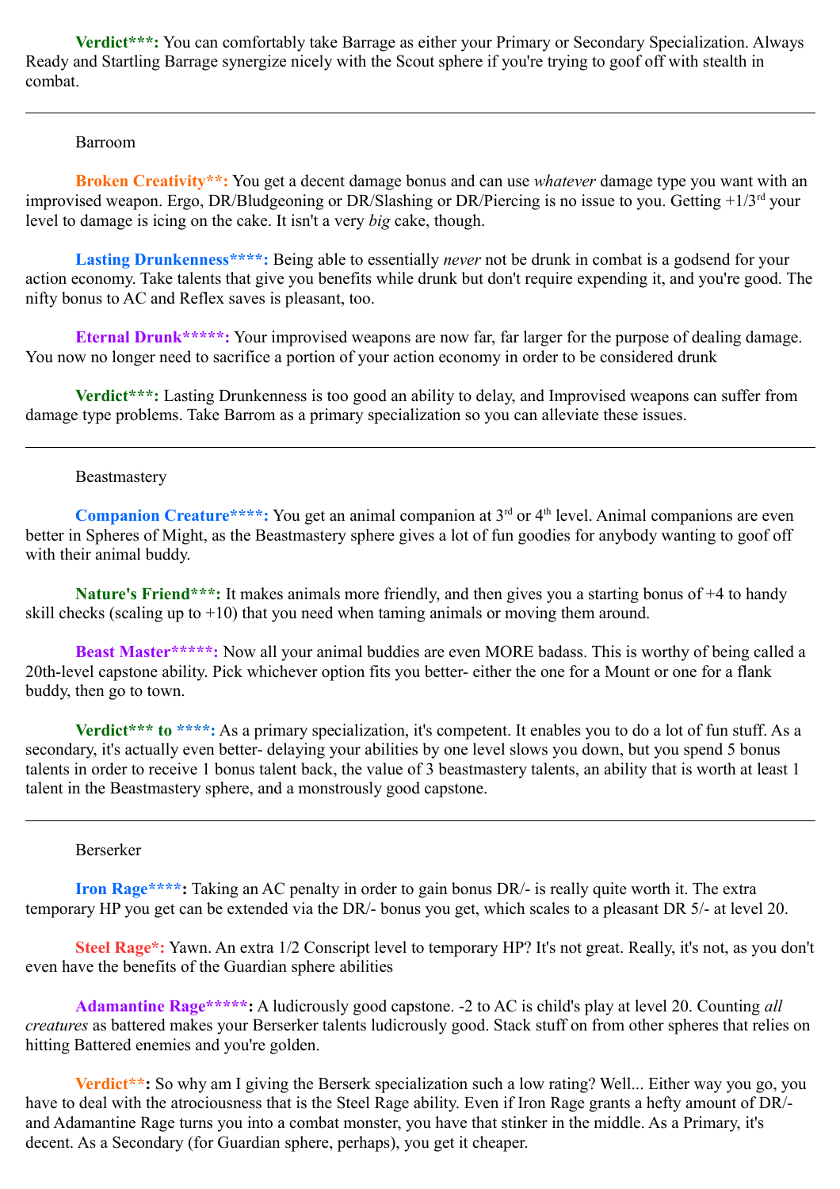**Verdict\*\*\*:** You can comfortably take Barrage as either your Primary or Secondary Specialization. Always Ready and Startling Barrage synergize nicely with the Scout sphere if you're trying to goof off with stealth in combat.

---

Barroom

**Broken Creativity\*\*:** You get a decent damage bonus and can use *whatever* damage type you want with an improvised weapon. Ergo, DR/Bludgeoning or DR/Slashing or DR/Piercing is no issue to you. Getting +1/3rd your level to damage is icing on the cake. It isn't a very *big* cake, though.

**Lasting Drunkenness\*\*\*\*:** Being able to essentially *never* not be drunk in combat is a godsend for your action economy. Take talents that give you benefits while drunk but don't require expending it, and you're good. The nifty bonus to AC and Reflex saves is pleasant, too.

**Eternal Drunk\*\*\*\*\*:** Your improvised weapons are now far, far larger for the purpose of dealing damage. You now no longer need to sacrifice a portion of your action economy in order to be considered drunk

**Verdict\*\*\*:** Lasting Drunkenness is too good an ability to delay, and Improvised weapons can suffer from damage type problems. Take Barrom as a primary specialization so you can alleviate these issues.

---

Beastmastery

**Companion Creature\*\*\*\*:** You get an animal companion at 3rd or 4th level. Animal companions are even better in Spheres of Might, as the Beastmastery sphere gives a lot of fun goodies for anybody wanting to goof off with their animal buddy.

**Nature's Friend\*\*\*:** It makes animals more friendly, and then gives you a starting bonus of +4 to handy skill checks (scaling up to +10) that you need when taming animals or moving them around.

**Beast Master\*\*\*\*\*:** Now all your animal buddies are even MORE badass. This is worthy of being called a 20th-level capstone ability. Pick whichever option fits you better- either the one for a Mount or one for a flank buddy, then go to town.

**Verdict\*\*\* to \*\*\*\*:** As a primary specialization, it's competent. It enables you to do a lot of fun stuff. As a secondary, it's actually even better- delaying your abilities by one level slows you down, but you spend 5 bonus talents in order to receive 1 bonus talent back, the value of 3 beastmastery talents, an ability that is worth at least 1 talent in the Beastmastery sphere, and a monstrously good capstone.

---

Berserker

**Iron Rage\*\*\*\*:** Taking an AC penalty in order to gain bonus DR/- is really quite worth it. The extra temporary HP you get can be extended via the DR/- bonus you get, which scales to a pleasant DR 5/- at level 20.

**Steel Rage\*:** Yawn. An extra 1/2 Conscript level to temporary HP? It's not great. Really, it's not, as you don't even have the benefits of the Guardian sphere abilities

**Adamantine Rage\*\*\*\*\*:** A ludicrously good capstone. -2 to AC is child's play at level 20. Counting *all creatures* as battered makes your Berserker talents ludicrously good. Stack stuff on from other spheres that relies on hitting Battered enemies and you're golden.

**Verdict\*\*:** So why am I giving the Berserk specialization such a low rating? Well... Either way you go, you have to deal with the atrociousness that is the Steel Rage ability. Even if Iron Rage grants a hefty amount of DR/- and Adamantine Rage turns you into a combat monster, you have that stinker in the middle. As a Primary, it's decent. As a Secondary (for Guardian sphere, perhaps), you get it cheaper.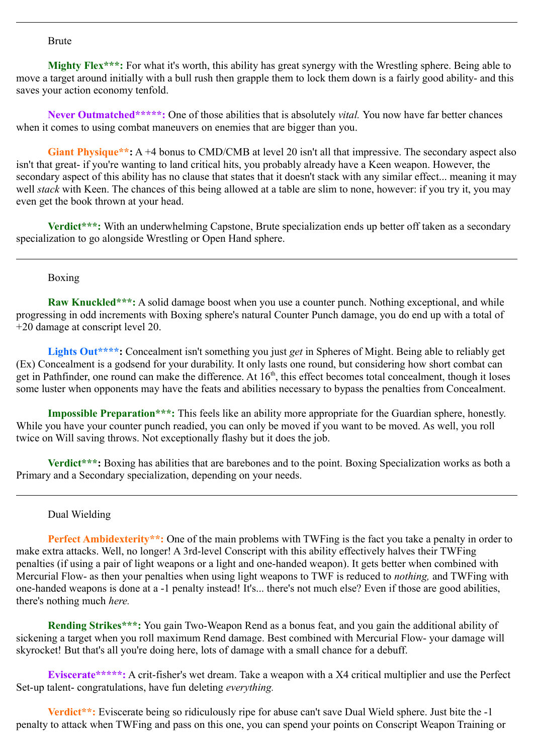---

Brute

**Mighty Flex\*\*\*:** For what it's worth, this ability has great synergy with the Wrestling sphere. Being able to move a target around initially with a bull rush then grapple them to lock them down is a fairly good ability- and this saves your action economy tenfold.

**Never Outmatched\*\*\*\*\*:** One of those abilities that is absolutely *vital.* You now have far better chances when it comes to using combat maneuvers on enemies that are bigger than you.

**Giant Physique\*\*:** A +4 bonus to CMD/CMB at level 20 isn't all that impressive. The secondary aspect also isn't that great- if you're wanting to land critical hits, you probably already have a Keen weapon. However, the secondary aspect of this ability has no clause that states that it doesn't stack with any similar effect... meaning it may well *stack* with Keen. The chances of this being allowed at a table are slim to none, however: if you try it, you may even get the book thrown at your head.

**Verdict\*\*\*:** With an underwhelming Capstone, Brute specialization ends up better off taken as a secondary specialization to go alongside Wrestling or Open Hand sphere.

---

Boxing

**Raw Knuckled\*\*\*:** A solid damage boost when you use a counter punch. Nothing exceptional, and while progressing in odd increments with Boxing sphere's natural Counter Punch damage, you do end up with a total of +20 damage at conscript level 20.

**Lights Out\*\*\*\*:** Concealment isn't something you just *get* in Spheres of Might. Being able to reliably get (Ex) Concealment is a godsend for your durability. It only lasts one round, but considering how short combat can get in Pathfinder, one round can make the difference. At 16th, this effect becomes total concealment, though it loses some luster when opponents may have the feats and abilities necessary to bypass the penalties from Concealment.

**Impossible Preparation\*\*\*:** This feels like an ability more appropriate for the Guardian sphere, honestly. While you have your counter punch readied, you can only be moved if you want to be moved. As well, you roll twice on Will saving throws. Not exceptionally flashy but it does the job.

**Verdict\*\*\*:** Boxing has abilities that are barebones and to the point. Boxing Specialization works as both a Primary and a Secondary specialization, depending on your needs.

---

Dual Wielding

**Perfect Ambidexterity\*\*:** One of the main problems with TWFing is the fact you take a penalty in order to make extra attacks. Well, no longer! A 3rd-level Conscript with this ability effectively halves their TWFing penalties (if using a pair of light weapons or a light and one-handed weapon). It gets better when combined with Mercurial Flow- as then your penalties when using light weapons to TWF is reduced to *nothing,* and TWFing with one-handed weapons is done at a -1 penalty instead! It's... there's not much else? Even if those are good abilities, there's nothing much *here.*

**Rending Strikes\*\*\*:** You gain Two-Weapon Rend as a bonus feat, and you gain the additional ability of sickening a target when you roll maximum Rend damage. Best combined with Mercurial Flow- your damage will skyrocket! But that's all you're doing here, lots of damage with a small chance for a debuff.

**Eviscerate\*\*\*\*\*:** A crit-fisher's wet dream. Take a weapon with a X4 critical multiplier and use the Perfect Set-up talent- congratulations, have fun deleting *everything.*

**Verdict\*\*:** Eviscerate being so ridiculously ripe for abuse can't save Dual Wield sphere. Just bite the -1 penalty to attack when TWFing and pass on this one, you can spend your points on Conscript Weapon Training or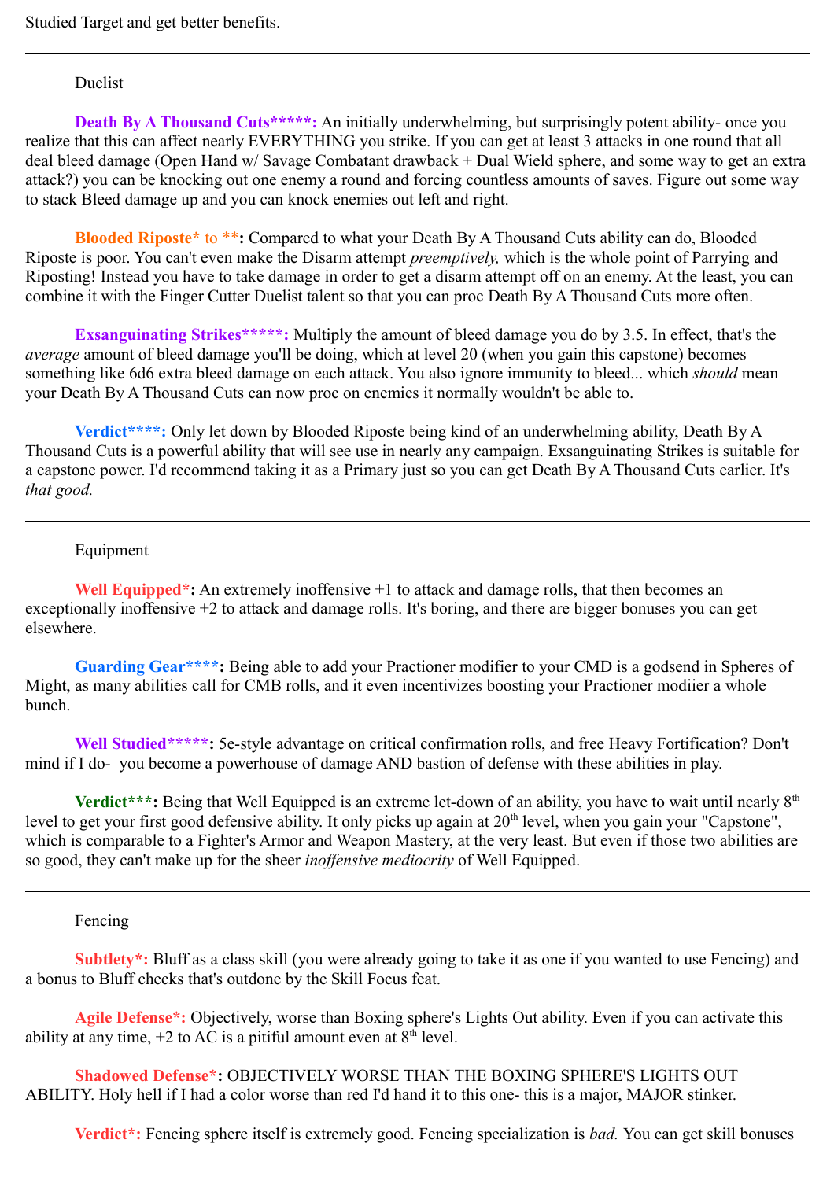Studied Target and get better benefits.

---

Duelist

**Death By A Thousand Cuts\*\*\*\*\*:** An initially underwhelming, but surprisingly potent ability- once you realize that this can affect nearly EVERYTHING you strike. If you can get at least 3 attacks in one round that all deal bleed damage (Open Hand w/ Savage Combatant drawback + Dual Wield sphere, and some way to get an extra attack?) you can be knocking out one enemy a round and forcing countless amounts of saves. Figure out some way to stack Bleed damage up and you can knock enemies out left and right.

**Blooded Riposte\*** to **\*\*:** Compared to what your Death By A Thousand Cuts ability can do, Blooded Riposte is poor. You can't even make the Disarm attempt *preemptively,* which is the whole point of Parrying and Riposting! Instead you have to take damage in order to get a disarm attempt off on an enemy. At the least, you can combine it with the Finger Cutter Duelist talent so that you can proc Death By A Thousand Cuts more often.

**Exsanguinating Strikes\*\*\*\*\*:** Multiply the amount of bleed damage you do by 3.5. In effect, that's the *average* amount of bleed damage you'll be doing, which at level 20 (when you gain this capstone) becomes something like 6d6 extra bleed damage on each attack. You also ignore immunity to bleed... which *should* mean your Death By A Thousand Cuts can now proc on enemies it normally wouldn't be able to.

**Verdict\*\*\*\*:** Only let down by Blooded Riposte being kind of an underwhelming ability, Death By A Thousand Cuts is a powerful ability that will see use in nearly any campaign. Exsanguinating Strikes is suitable for a capstone power. I'd recommend taking it as a Primary just so you can get Death By A Thousand Cuts earlier. It's *that good.*

---

Equipment

**Well Equipped\*:** An extremely inoffensive +1 to attack and damage rolls, that then becomes an exceptionally inoffensive +2 to attack and damage rolls. It's boring, and there are bigger bonuses you can get elsewhere.

**Guarding Gear\*\*\*\*:** Being able to add your Practioner modifier to your CMD is a godsend in Spheres of Might, as many abilities call for CMB rolls, and it even incentivizes boosting your Practioner modiier a whole bunch.

**Well Studied\*\*\*\*\*:** 5e-style advantage on critical confirmation rolls, and free Heavy Fortification? Don't mind if I do- you become a powerhouse of damage AND bastion of defense with these abilities in play.

**Verdict\*\*\*:** Being that Well Equipped is an extreme let-down of an ability, you have to wait until nearly 8th level to get your first good defensive ability. It only picks up again at 20th level, when you gain your "Capstone", which is comparable to a Fighter's Armor and Weapon Mastery, at the very least. But even if those two abilities are so good, they can't make up for the sheer *inoffensive mediocrity* of Well Equipped.

---

Fencing

**Subtlety\*:** Bluff as a class skill (you were already going to take it as one if you wanted to use Fencing) and a bonus to Bluff checks that's outdone by the Skill Focus feat.

**Agile Defense\*:** Objectively, worse than Boxing sphere's Lights Out ability. Even if you can activate this ability at any time, +2 to AC is a pitiful amount even at 8th level.

**Shadowed Defense\*:** OBJECTIVELY WORSE THAN THE BOXING SPHERE'S LIGHTS OUT ABILITY. Holy hell if I had a color worse than red I'd hand it to this one- this is a major, MAJOR stinker.

**Verdict\*:** Fencing sphere itself is extremely good. Fencing specialization is *bad.* You can get skill bonuses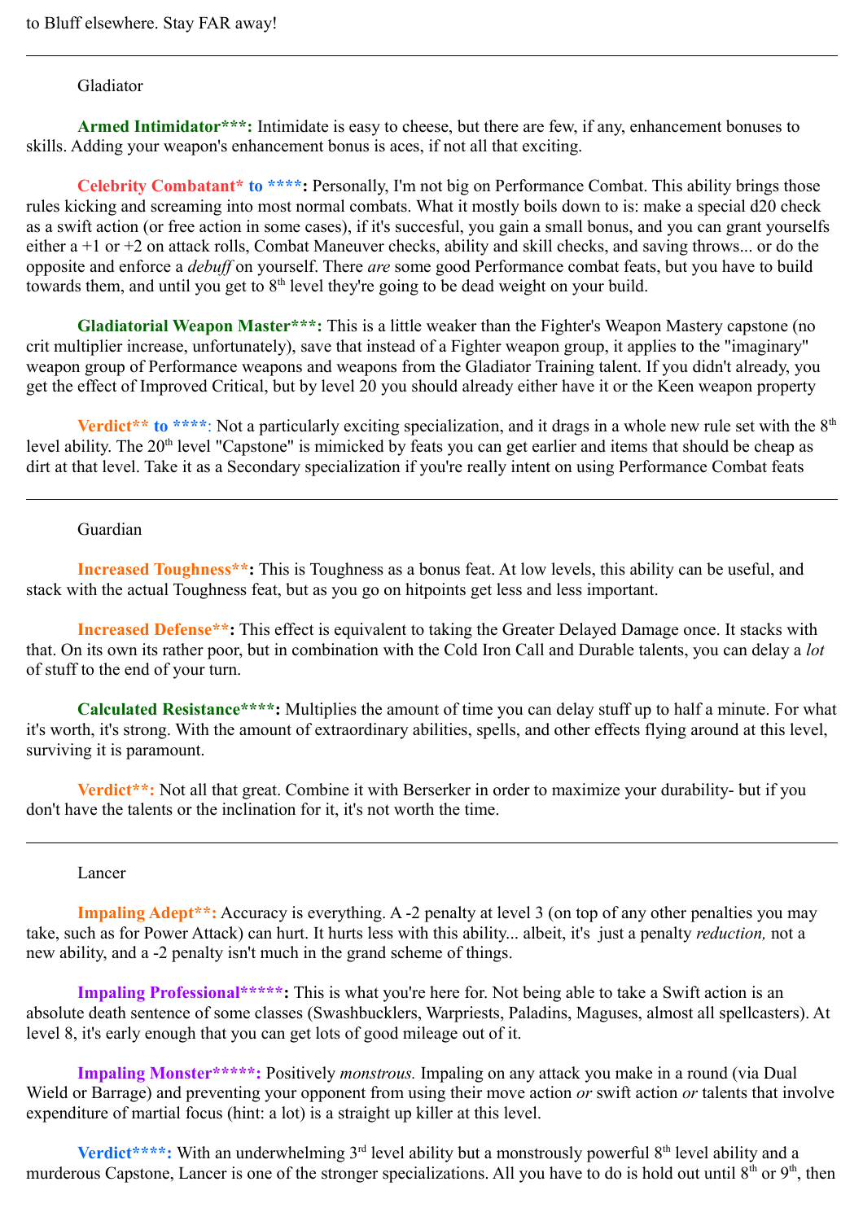to Bluff elsewhere. Stay FAR away!

---

## Gladiator

**Armed Intimidator***:** Intimidate is easy to cheese, but there are few, if any, enhancement bonuses to skills. Adding your weapon's enhancement bonus is aces, if not all that exciting.

**Celebrity Combatant* to ****:** Personally, I'm not big on Performance Combat. This ability brings those rules kicking and screaming into most normal combats. What it mostly boils down to is: make a special d20 check as a swift action (or free action in some cases), if it's succesful, you gain a small bonus, and you can grant yourselfs either a +1 or +2 on attack rolls, Combat Maneuver checks, ability and skill checks, and saving throws... or do the opposite and enforce a *debuff* on yourself. There *are* some good Performance combat feats, but you have to build towards them, and until you get to 8th level they're going to be dead weight on your build.

**Gladiatorial Weapon Master***:** This is a little weaker than the Fighter's Weapon Mastery capstone (no crit multiplier increase, unfortunately), save that instead of a Fighter weapon group, it applies to the "imaginary" weapon group of Performance weapons and weapons from the Gladiator Training talent. If you didn't already, you get the effect of Improved Critical, but by level 20 you should already either have it or the Keen weapon property

**Verdict** to ****:** Not a particularly exciting specialization, and it drags in a whole new rule set with the 8th level ability. The 20th level "Capstone" is mimicked by feats you can get earlier and items that should be cheap as dirt at that level. Take it as a Secondary specialization if you're really intent on using Performance Combat feats

---

## Guardian

**Increased Toughness**:** This is Toughness as a bonus feat. At low levels, this ability can be useful, and stack with the actual Toughness feat, but as you go on hitpoints get less and less important.

**Increased Defense**:** This effect is equivalent to taking the Greater Delayed Damage once. It stacks with that. On its own its rather poor, but in combination with the Cold Iron Call and Durable talents, you can delay a *lot* of stuff to the end of your turn.

**Calculated Resistance****:** Multiplies the amount of time you can delay stuff up to half a minute. For what it's worth, it's strong. With the amount of extraordinary abilities, spells, and other effects flying around at this level, surviving it is paramount.

**Verdict**:** Not all that great. Combine it with Berserker in order to maximize your durability- but if you don't have the talents or the inclination for it, it's not worth the time.

---

## Lancer

**Impaling Adept**:** Accuracy is everything. A -2 penalty at level 3 (on top of any other penalties you may take, such as for Power Attack) can hurt. It hurts less with this ability... albeit, it's just a penalty *reduction,* not a new ability, and a -2 penalty isn't much in the grand scheme of things.

**Impaling Professional*****:** This is what you're here for. Not being able to take a Swift action is an absolute death sentence of some classes (Swashbucklers, Warpriests, Paladins, Maguses, almost all spellcasters). At level 8, it's early enough that you can get lots of good mileage out of it.

**Impaling Monster*****:** Positively *monstrous.* Impaling on any attack you make in a round (via Dual Wield or Barrage) and preventing your opponent from using their move action *or* swift action *or* talents that involve expenditure of martial focus (hint: a lot) is a straight up killer at this level.

**Verdict****:** With an underwhelming 3rd level ability but a monstrously powerful 8th level ability and a murderous Capstone, Lancer is one of the stronger specializations. All you have to do is hold out until 8th or 9th, then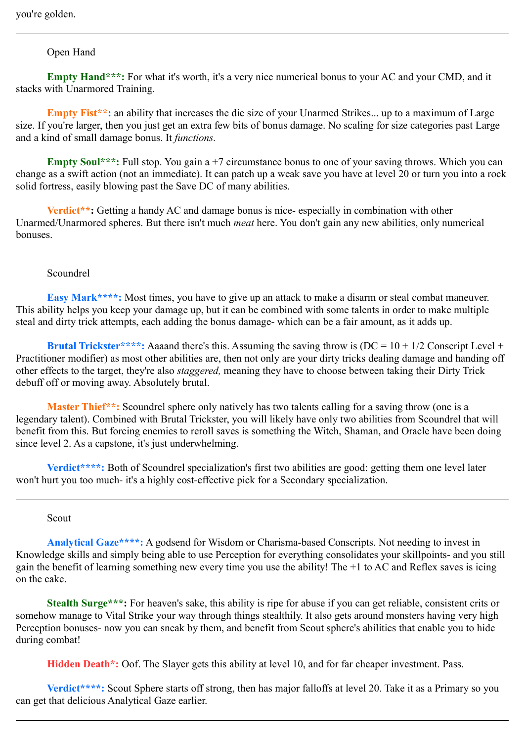you're golden.

---

Open Hand

**Empty Hand***:** For what it's worth, it's a very nice numerical bonus to your AC and your CMD, and it stacks with Unarmored Training.

**Empty Fist**:** an ability that increases the die size of your Unarmed Strikes... up to a maximum of Large size. If you're larger, then you just get an extra few bits of bonus damage. No scaling for size categories past Large and a kind of small damage bonus. It *functions.*

**Empty Soul***:** Full stop. You gain a +7 circumstance bonus to one of your saving throws. Which you can change as a swift action (not an immediate). It can patch up a weak save you have at level 20 or turn you into a rock solid fortress, easily blowing past the Save DC of many abilities.

**Verdict**:** Getting a handy AC and damage bonus is nice- especially in combination with other Unarmed/Unarmored spheres. But there isn't much *meat* here. You don't gain any new abilities, only numerical bonuses.

---

Scoundrel

**Easy Mark****:** Most times, you have to give up an attack to make a disarm or steal combat maneuver. This ability helps you keep your damage up, but it can be combined with some talents in order to make multiple steal and dirty trick attempts, each adding the bonus damage- which can be a fair amount, as it adds up.

**Brutal Trickster****:** Aaaand there's this. Assuming the saving throw is (DC = 10 + 1/2 Conscript Level + Practitioner modifier) as most other abilities are, then not only are your dirty tricks dealing damage and handing off other effects to the target, they're also *staggered,* meaning they have to choose between taking their Dirty Trick debuff off or moving away. Absolutely brutal.

**Master Thief**:** Scoundrel sphere only natively has two talents calling for a saving throw (one is a legendary talent). Combined with Brutal Trickster, you will likely have only two abilities from Scoundrel that will benefit from this. But forcing enemies to reroll saves is something the Witch, Shaman, and Oracle have been doing since level 2. As a capstone, it's just underwhelming.

**Verdict****:** Both of Scoundrel specialization's first two abilities are good: getting them one level later won't hurt you too much- it's a highly cost-effective pick for a Secondary specialization.

---

Scout

**Analytical Gaze****:** A godsend for Wisdom or Charisma-based Conscripts. Not needing to invest in Knowledge skills and simply being able to use Perception for everything consolidates your skillpoints- and you still gain the benefit of learning something new every time you use the ability! The +1 to AC and Reflex saves is icing on the cake.

**Stealth Surge***:** For heaven's sake, this ability is ripe for abuse if you can get reliable, consistent crits or somehow manage to Vital Strike your way through things stealthily. It also gets around monsters having very high Perception bonuses- now you can sneak by them, and benefit from Scout sphere's abilities that enable you to hide during combat!

**Hidden Death*:** Oof. The Slayer gets this ability at level 10, and for far cheaper investment. Pass.

**Verdict****:** Scout Sphere starts off strong, then has major falloffs at level 20. Take it as a Primary so you can get that delicious Analytical Gaze earlier.

---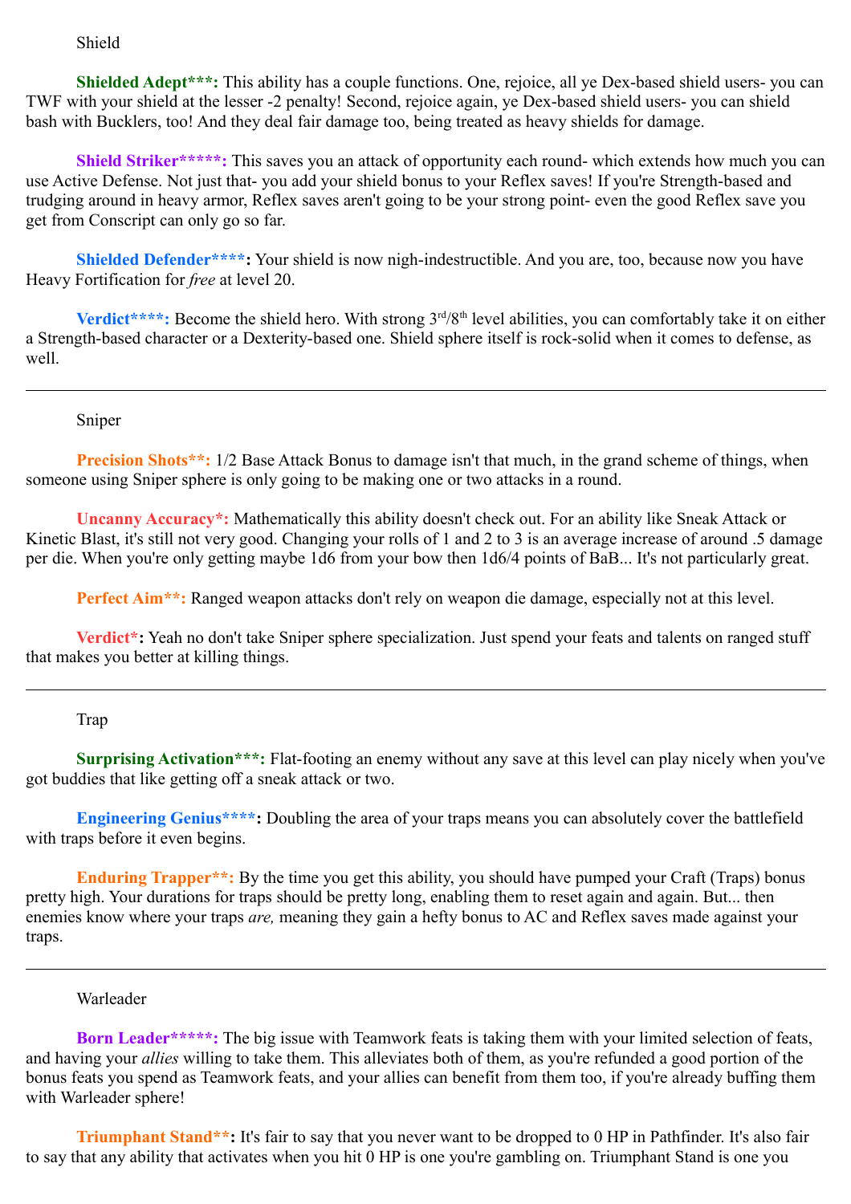Shield

**Shielded Adept\*\*\*:** This ability has a couple functions. One, rejoice, all ye Dex-based shield users- you can TWF with your shield at the lesser -2 penalty! Second, rejoice again, ye Dex-based shield users- you can shield bash with Bucklers, too! And they deal fair damage too, being treated as heavy shields for damage.

**Shield Striker\*\*\*\*\*:** This saves you an attack of opportunity each round- which extends how much you can use Active Defense. Not just that- you add your shield bonus to your Reflex saves! If you're Strength-based and trudging around in heavy armor, Reflex saves aren't going to be your strong point- even the good Reflex save you get from Conscript can only go so far.

**Shielded Defender\*\*\*\*:** Your shield is now nigh-indestructible. And you are, too, because now you have Heavy Fortification for *free* at level 20.

**Verdict\*\*\*\*:** Become the shield hero. With strong 3rd/8th level abilities, you can comfortably take it on either a Strength-based character or a Dexterity-based one. Shield sphere itself is rock-solid when it comes to defense, as well.

---

Sniper

**Precision Shots\*\*:** 1/2 Base Attack Bonus to damage isn't that much, in the grand scheme of things, when someone using Sniper sphere is only going to be making one or two attacks in a round.

**Uncanny Accuracy\*:** Mathematically this ability doesn't check out. For an ability like Sneak Attack or Kinetic Blast, it's still not very good. Changing your rolls of 1 and 2 to 3 is an average increase of around .5 damage per die. When you're only getting maybe 1d6 from your bow then 1d6/4 points of BaB... It's not particularly great.

**Perfect Aim\*\*:** Ranged weapon attacks don't rely on weapon die damage, especially not at this level.

**Verdict\*:** Yeah no don't take Sniper sphere specialization. Just spend your feats and talents on ranged stuff that makes you better at killing things.

---

Trap

**Surprising Activation\*\*\*:** Flat-footing an enemy without any save at this level can play nicely when you've got buddies that like getting off a sneak attack or two.

**Engineering Genius\*\*\*\*:** Doubling the area of your traps means you can absolutely cover the battlefield with traps before it even begins.

**Enduring Trapper\*\*:** By the time you get this ability, you should have pumped your Craft (Traps) bonus pretty high. Your durations for traps should be pretty long, enabling them to reset again and again. But... then enemies know where your traps *are,* meaning they gain a hefty bonus to AC and Reflex saves made against your traps.

---

Warleader

**Born Leader\*\*\*\*\*:** The big issue with Teamwork feats is taking them with your limited selection of feats, and having your *allies* willing to take them. This alleviates both of them, as you're refunded a good portion of the bonus feats you spend as Teamwork feats, and your allies can benefit from them too, if you're already buffing them with Warleader sphere!

**Triumphant Stand\*\*:** It's fair to say that you never want to be dropped to 0 HP in Pathfinder. It's also fair to say that any ability that activates when you hit 0 HP is one you're gambling on. Triumphant Stand is one you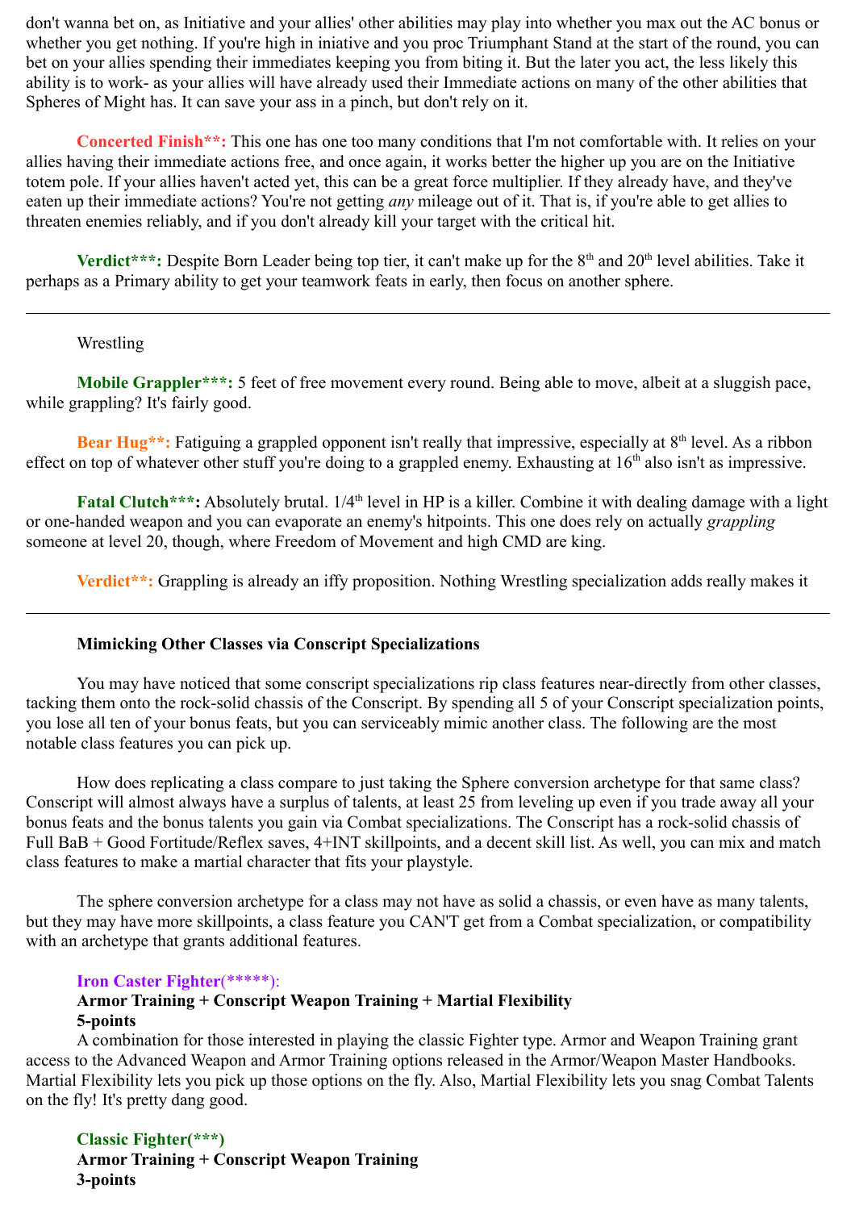don't wanna bet on, as Initiative and your allies' other abilities may play into whether you max out the AC bonus or whether you get nothing. If you're high in iniative and you proc Triumphant Stand at the start of the round, you can bet on your allies spending their immediates keeping you from biting it. But the later you act, the less likely this ability is to work- as your allies will have already used their Immediate actions on many of the other abilities that Spheres of Might has. It can save your ass in a pinch, but don't rely on it.

**Concerted Finish**:** This one has one too many conditions that I'm not comfortable with. It relies on your allies having their immediate actions free, and once again, it works better the higher up you are on the Initiative totem pole. If your allies haven't acted yet, this can be a great force multiplier. If they already have, and they've eaten up their immediate actions? You're not getting *any* mileage out of it. That is, if you're able to get allies to threaten enemies reliably, and if you don't already kill your target with the critical hit.

**Verdict***:** Despite Born Leader being top tier, it can't make up for the 8th and 20th level abilities. Take it perhaps as a Primary ability to get your teamwork feats in early, then focus on another sphere.

---

Wrestling

**Mobile Grappler***:** 5 feet of free movement every round. Being able to move, albeit at a sluggish pace, while grappling? It's fairly good.

**Bear Hug**:** Fatiguing a grappled opponent isn't really that impressive, especially at 8th level. As a ribbon effect on top of whatever other stuff you're doing to a grappled enemy. Exhausting at 16th also isn't as impressive.

**Fatal Clutch***:** Absolutely brutal. 1/4th level in HP is a killer. Combine it with dealing damage with a light or one-handed weapon and you can evaporate an enemy's hitpoints. This one does rely on actually *grappling* someone at level 20, though, where Freedom of Movement and high CMD are king.

**Verdict**:** Grappling is already an iffy proposition. Nothing Wrestling specialization adds really makes it

---

**Mimicking Other Classes via Conscript Specializations**

You may have noticed that some conscript specializations rip class features near-directly from other classes, tacking them onto the rock-solid chassis of the Conscript. By spending all 5 of your Conscript specialization points, you lose all ten of your bonus feats, but you can serviceably mimic another class. The following are the most notable class features you can pick up.

How does replicating a class compare to just taking the Sphere conversion archetype for that same class? Conscript will almost always have a surplus of talents, at least 25 from leveling up even if you trade away all your bonus feats and the bonus talents you gain via Combat specializations. The Conscript has a rock-solid chassis of Full BaB + Good Fortitude/Reflex saves, 4+INT skillpoints, and a decent skill list. As well, you can mix and match class features to make a martial character that fits your playstyle.

The sphere conversion archetype for a class may not have as solid a chassis, or even have as many talents, but they may have more skillpoints, a class feature you CAN'T get from a Combat specialization, or compatibility with an archetype that grants additional features.

**Iron Caster Fighter**(*****):
**Armor Training + Conscript Weapon Training + Martial Flexibility**
**5-points**
A combination for those interested in playing the classic Fighter type. Armor and Weapon Training grant access to the Advanced Weapon and Armor Training options released in the Armor/Weapon Master Handbooks. Martial Flexibility lets you pick up those options on the fly. Also, Martial Flexibility lets you snag Combat Talents on the fly! It's pretty dang good.

**Classic Fighter(***)**
**Armor Training + Conscript Weapon Training**
**3-points**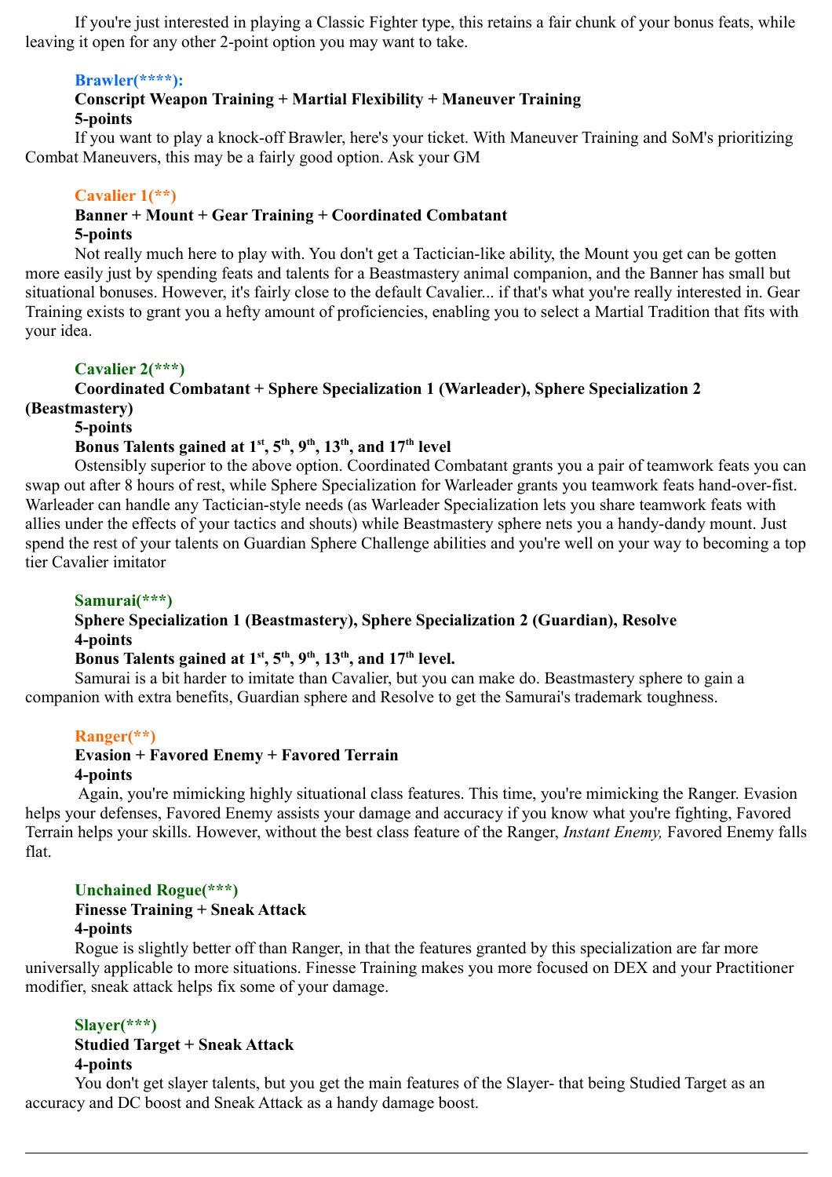If you're just interested in playing a Classic Fighter type, this retains a fair chunk of your bonus feats, while leaving it open for any other 2-point option you may want to take.

### Brawler(****):

**Conscript Weapon Training + Martial Flexibility + Maneuver Training**

**5-points**

If you want to play a knock-off Brawler, here's your ticket. With Maneuver Training and SoM's prioritizing Combat Maneuvers, this may be a fairly good option. Ask your GM

### Cavalier 1(**)

**Banner + Mount + Gear Training + Coordinated Combatant**

**5-points**

Not really much here to play with. You don't get a Tactician-like ability, the Mount you get can be gotten more easily just by spending feats and talents for a Beastmastery animal companion, and the Banner has small but situational bonuses. However, it's fairly close to the default Cavalier... if that's what you're really interested in. Gear Training exists to grant you a hefty amount of proficiencies, enabling you to select a Martial Tradition that fits with your idea.

### Cavalier 2(***)

**Coordinated Combatant + Sphere Specialization 1 (Warleader), Sphere Specialization 2 (Beastmastery)**

**5-points**

**Bonus Talents gained at 1st, 5th, 9th, 13th, and 17th level**

Ostensibly superior to the above option. Coordinated Combatant grants you a pair of teamwork feats you can swap out after 8 hours of rest, while Sphere Specialization for Warleader grants you teamwork feats hand-over-fist. Warleader can handle any Tactician-style needs (as Warleader Specialization lets you share teamwork feats with allies under the effects of your tactics and shouts) while Beastmastery sphere nets you a handy-dandy mount. Just spend the rest of your talents on Guardian Sphere Challenge abilities and you're well on your way to becoming a top tier Cavalier imitator

### Samurai(***)

**Sphere Specialization 1 (Beastmastery), Sphere Specialization 2 (Guardian), Resolve**

**4-points**

**Bonus Talents gained at 1st, 5th, 9th, 13th, and 17th level.**

Samurai is a bit harder to imitate than Cavalier, but you can make do. Beastmastery sphere to gain a companion with extra benefits, Guardian sphere and Resolve to get the Samurai's trademark toughness.

### Ranger(**)

**Evasion + Favored Enemy + Favored Terrain**

**4-points**

Again, you're mimicking highly situational class features. This time, you're mimicking the Ranger. Evasion helps your defenses, Favored Enemy assists your damage and accuracy if you know what you're fighting, Favored Terrain helps your skills. However, without the best class feature of the Ranger, *Instant Enemy,* Favored Enemy falls flat.

### Unchained Rogue(***)

**Finesse Training + Sneak Attack**

**4-points**

Rogue is slightly better off than Ranger, in that the features granted by this specialization are far more universally applicable to more situations. Finesse Training makes you more focused on DEX and your Practitioner modifier, sneak attack helps fix some of your damage.

### Slayer(***)

**Studied Target + Sneak Attack**

**4-points**

You don't get slayer talents, but you get the main features of the Slayer- that being Studied Target as an accuracy and DC boost and Sneak Attack as a handy damage boost.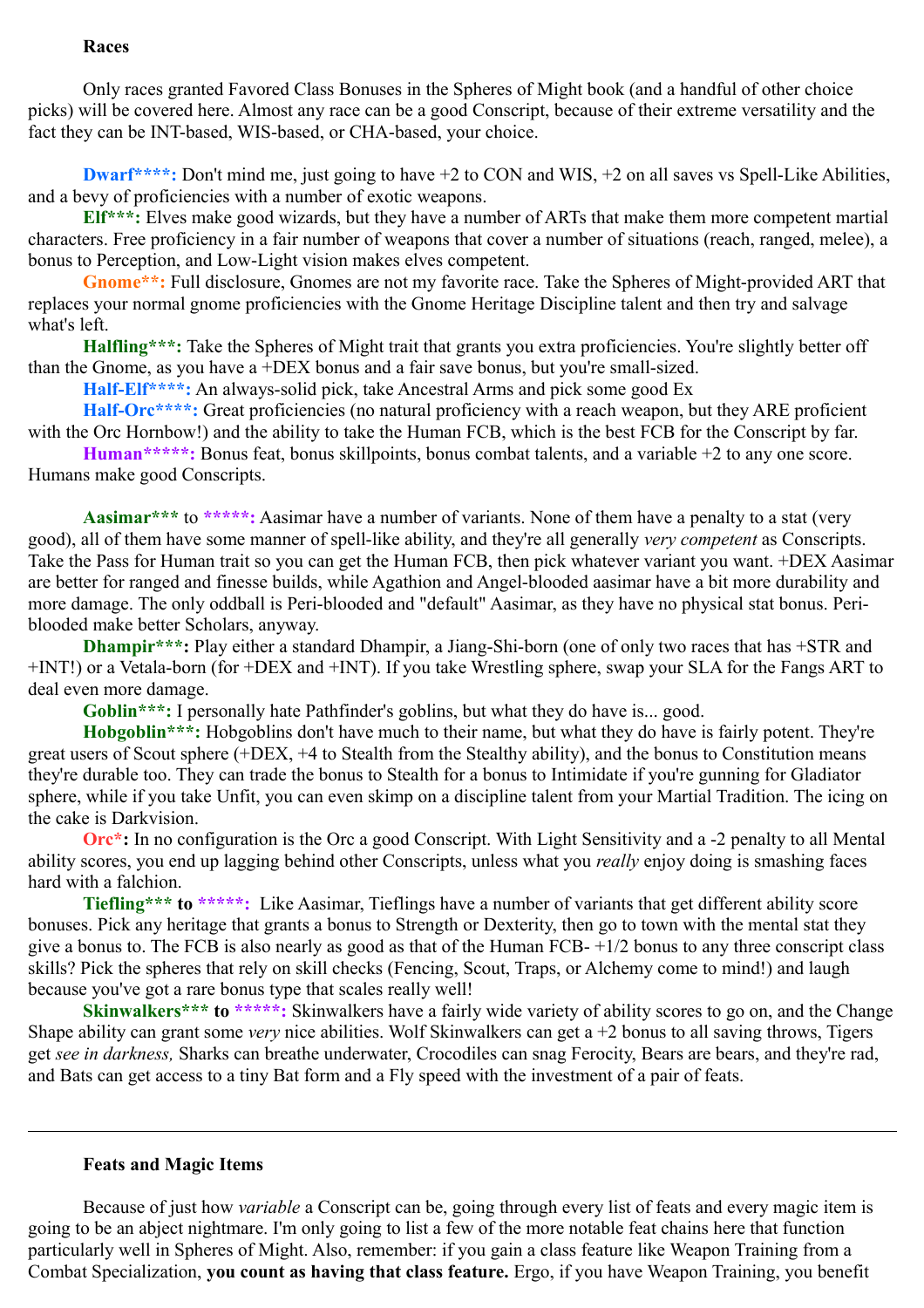### Races

Only races granted Favored Class Bonuses in the Spheres of Might book (and a handful of other choice picks) will be covered here. Almost any race can be a good Conscript, because of their extreme versatility and the fact they can be INT-based, WIS-based, or CHA-based, your choice.

**Dwarf****:** Don't mind me, just going to have +2 to CON and WIS, +2 on all saves vs Spell-Like Abilities, and a bevy of proficiencies with a number of exotic weapons.

**Elf***:** Elves make good wizards, but they have a number of ARTs that make them more competent martial characters. Free proficiency in a fair number of weapons that cover a number of situations (reach, ranged, melee), a bonus to Perception, and Low-Light vision makes elves competent.

**Gnome**:** Full disclosure, Gnomes are not my favorite race. Take the Spheres of Might-provided ART that replaces your normal gnome proficiencies with the Gnome Heritage Discipline talent and then try and salvage what's left.

**Halfling***:** Take the Spheres of Might trait that grants you extra proficiencies. You're slightly better off than the Gnome, as you have a +DEX bonus and a fair save bonus, but you're small-sized.

**Half-Elf****:** An always-solid pick, take Ancestral Arms and pick some good Ex

**Half-Orc****:** Great proficiencies (no natural proficiency with a reach weapon, but they ARE proficient with the Orc Hornbow!) and the ability to take the Human FCB, which is the best FCB for the Conscript by far.

**Human*****:** Bonus feat, bonus skillpoints, bonus combat talents, and a variable +2 to any one score. Humans make good Conscripts.

**Aasimar*** to *****:** Aasimar have a number of variants. None of them have a penalty to a stat (very good), all of them have some manner of spell-like ability, and they're all generally *very competent* as Conscripts. Take the Pass for Human trait so you can get the Human FCB, then pick whatever variant you want. +DEX Aasimar are better for ranged and finesse builds, while Agathion and Angel-blooded aasimar have a bit more durability and more damage. The only oddball is Peri-blooded and "default" Aasimar, as they have no physical stat bonus. Peri-blooded make better Scholars, anyway.

**Dhampir***:** Play either a standard Dhampir, a Jiang-Shi-born (one of only two races that has +STR and +INT!) or a Vetala-born (for +DEX and +INT). If you take Wrestling sphere, swap your SLA for the Fangs ART to deal even more damage.

**Goblin***:** I personally hate Pathfinder's goblins, but what they do have is... good.

**Hobgoblin***:** Hobgoblins don't have much to their name, but what they do have is fairly potent. They're great users of Scout sphere (+DEX, +4 to Stealth from the Stealthy ability), and the bonus to Constitution means they're durable too. They can trade the bonus to Stealth for a bonus to Intimidate if you're gunning for Gladiator sphere, while if you take Unfit, you can even skimp on a discipline talent from your Martial Tradition. The icing on the cake is Darkvision.

**Orc*:** In no configuration is the Orc a good Conscript. With Light Sensitivity and a -2 penalty to all Mental ability scores, you end up lagging behind other Conscripts, unless what you *really* enjoy doing is smashing faces hard with a falchion.

**Tiefling*** to *****:** Like Aasimar, Tieflings have a number of variants that get different ability score bonuses. Pick any heritage that grants a bonus to Strength or Dexterity, then go to town with the mental stat they give a bonus to. The FCB is also nearly as good as that of the Human FCB- +1/2 bonus to any three conscript class skills? Pick the spheres that rely on skill checks (Fencing, Scout, Traps, or Alchemy come to mind!) and laugh because you've got a rare bonus type that scales really well!

**Skinwalkers*** to *****:** Skinwalkers have a fairly wide variety of ability scores to go on, and the Change Shape ability can grant some *very* nice abilities. Wolf Skinwalkers can get a +2 bonus to all saving throws, Tigers get *see in darkness,* Sharks can breathe underwater, Crocodiles can snag Ferocity, Bears are bears, and they're rad, and Bats can get access to a tiny Bat form and a Fly speed with the investment of a pair of feats.

---

### Feats and Magic Items

Because of just how *variable* a Conscript can be, going through every list of feats and every magic item is going to be an abject nightmare. I'm only going to list a few of the more notable feat chains here that function particularly well in Spheres of Might. Also, remember: if you gain a class feature like Weapon Training from a Combat Specialization, **you count as having that class feature.** Ergo, if you have Weapon Training, you benefit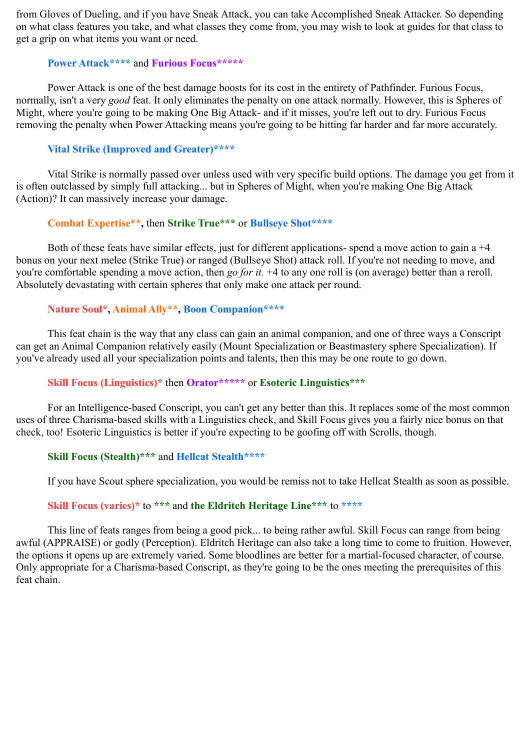from Gloves of Dueling, and if you have Sneak Attack, you can take Accomplished Sneak Attacker. So depending on what class features you take, and what classes they come from, you may wish to look at guides for that class to get a grip on what items you want or need.

**Power Attack**** and Furious Focus*******

Power Attack is one of the best damage boosts for its cost in the entirety of Pathfinder. Furious Focus, normally, isn't a very *good* feat. It only eliminates the penalty on one attack normally. However, this is Spheres of Might, where you're going to be making One Big Attack- and if it misses, you're left out to dry. Furious Focus removing the penalty when Power Attacking means you're going to be hitting far harder and far more accurately.

**Vital Strike (Improved and Greater)******

Vital Strike is normally passed over unless used with very specific build options. The damage you get from it is often outclassed by simply full attacking... but in Spheres of Might, when you're making One Big Attack (Action)? It can massively increase your damage.

**Combat Expertise**, then Strike True*** or Bullseye Shot******

Both of these feats have similar effects, just for different applications- spend a move action to gain a +4 bonus on your next melee (Strike True) or ranged (Bullseye Shot) attack roll. If you're not needing to move, and you're comfortable spending a move action, then *go for it.* +4 to any one roll is (on average) better than a reroll. Absolutely devastating with certain spheres that only make one attack per round.

**Nature Soul*, Animal Ally**, Boon Companion******

This feat chain is the way that any class can gain an animal companion, and one of three ways a Conscript can get an Animal Companion relatively easily (Mount Specialization or Beastmastery sphere Specialization). If you've already used all your specialization points and talents, then this may be one route to go down.

**Skill Focus (Linguistics)* then Orator***** or Esoteric Linguistics*****

For an Intelligence-based Conscript, you can't get any better than this. It replaces some of the most common uses of three Charisma-based skills with a Linguistics check, and Skill Focus gives you a fairly nice bonus on that check, too! Esoteric Linguistics is better if you're expecting to be goofing off with Scrolls, though.

**Skill Focus (Stealth)*** and Hellcat Stealth******

If you have Scout sphere specialization, you would be remiss not to take Hellcat Stealth as soon as possible.

**Skill Focus (varies)* to *** and the Eldritch Heritage Line*** to ******

This line of feats ranges from being a good pick... to being rather awful. Skill Focus can range from being awful (APPRAISE) or godly (Perception). Eldritch Heritage can also take a long time to come to fruition. However, the options it opens up are extremely varied. Some bloodlines are better for a martial-focused character, of course. Only appropriate for a Charisma-based Conscript, as they're going to be the ones meeting the prerequisites of this feat chain.